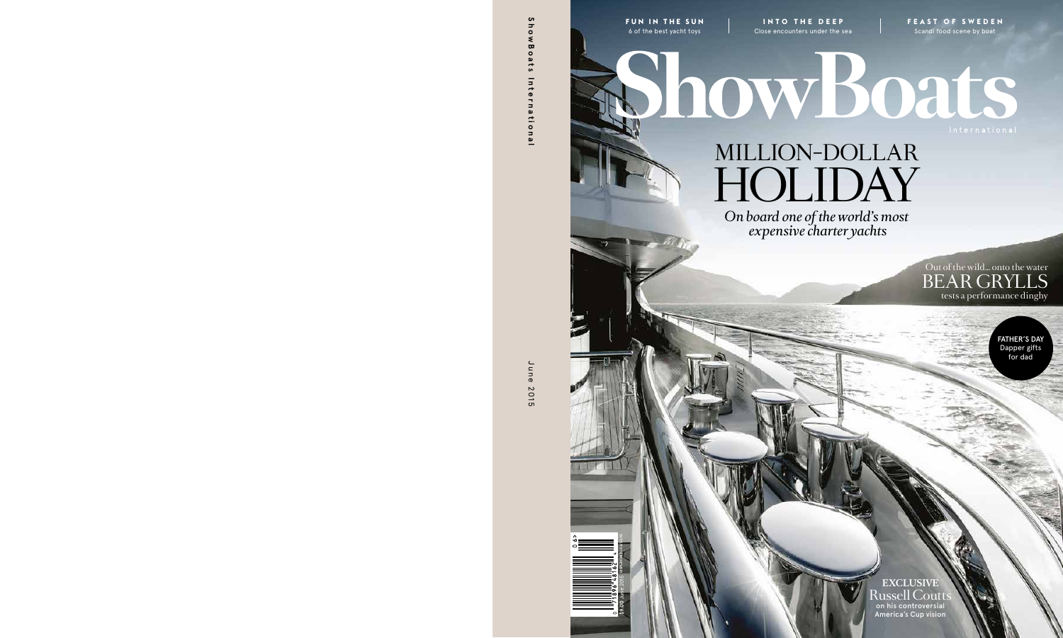ShowBoats International

June 2015

**FUN IN THE SUN**
6 of the best yacht toys

**INTO THE DEEP**
Close encounters under the sea

**FEAST OF SWEDEN**
Scandi food scene by boat

# ShowBoats
International

# MILLION-DOLLAR HOLIDAY

*On board one of the world's most expensive charter yachts*

Out of the wild... onto the water
## BEAR GRYLLS
tests a performance dinghy

**FATHER'S DAY**
Dapper gifts for dad

**EXCLUSIVE**
Russell Coutts
on his controversial America's Cup vision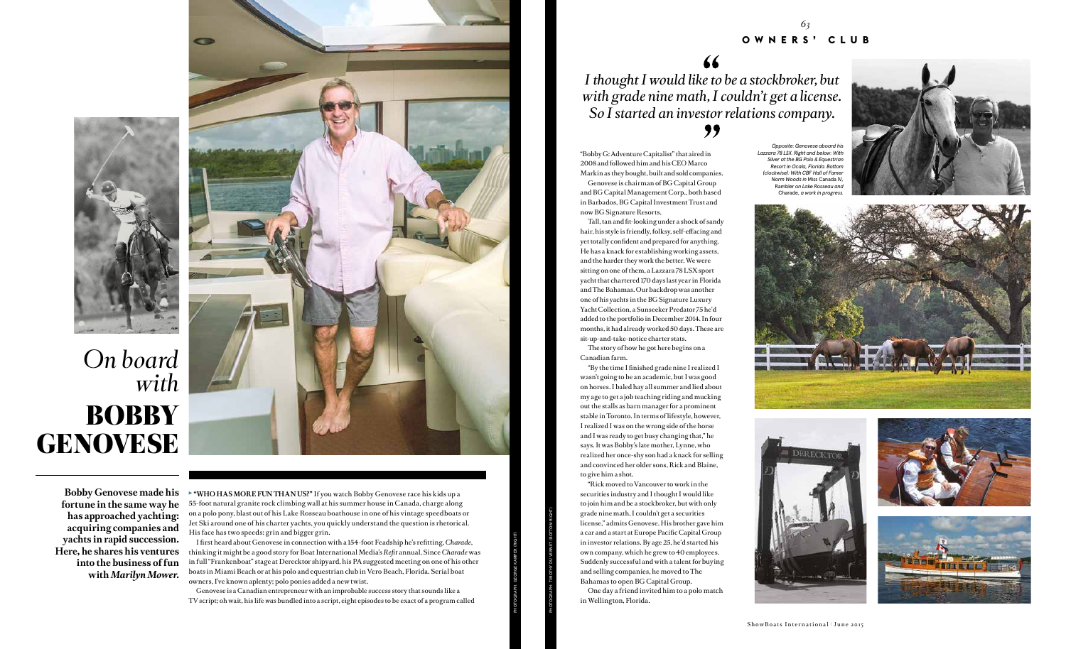# *On board with* BOBBY GENOVESE

**Bobby Genovese made his fortune in the same way he has approached yachting: acquiring companies and yachts in rapid succession. Here, he shares his ventures into the business of fun with *Marilyn Mower*.**

**"WHO HAS MORE FUN THAN US?"** If you watch Bobby Genovese race his kids up a 55-foot natural granite rock climbing wall at his summer house in Canada, charge along on a polo pony, blast out of his Lake Rosseau boathouse in one of his vintage speedboats or Jet Ski around one of his charter yachts, you quickly understand the question is rhetorical. His face has two speeds: grin and bigger grin.

I first heard about Genovese in connection with a 154-foot Feadship he's refitting, *Charade*, thinking it might be a good story for Boat International Media's *Refit* annual. Since *Charade* was in full "Frankenboat" stage at Derecktor shipyard, his PA suggested meeting on one of his other boats in Miami Beach or at his polo and equestrian club in Vero Beach, Florida. Serial boat owners, I've known aplenty; polo ponies added a new twist.

Genovese is a Canadian entrepreneur with an improbable success story that sounds like a TV script; oh wait, his life *was* bundled into a script, eight episodes to be exact of a program called "Bobby G: Adventure Capitalist" that aired in 2008 and followed him and his CEO Marco Markin as they bought, built and sold companies.

Genovese is chairman of BG Capital Group and BG Capital Management Corp., both based in Barbados, BG Capital Investment Trust and now BG Signature Resorts.

Tall, tan and fit-looking under a shock of sandy hair, his style is friendly, folksy, self-effacing and yet totally confident and prepared for anything. He has a knack for establishing working assets, and the harder they work the better. We were sitting on one of them, a Lazzara 78 LSX sport yacht that chartered 170 days last year in Florida and The Bahamas. Our backdrop was another one of his yachts in the BG Signature Luxury Yacht Collection, a Sunseeker Predator 75 he'd added to the portfolio in December 2014. In four months, it had already worked 50 days. These are sit-up-and-take-notice charter stats.

The story of how he got here begins on a Canadian farm.

"By the time I finished grade nine I realized I wasn't going to be an academic, but I was good on horses. I baled hay all summer and lied about my age to get a job teaching riding and mucking out the stalls as barn manager for a prominent stable in Toronto. In terms of lifestyle, however, I realized I was on the wrong side of the horse and I was ready to get busy changing that," he says. It was Bobby's late mother, Lynne, who realized her once-shy son had a knack for selling and convinced her older sons, Rick and Blaine, to give him a shot.

"Rick moved to Vancouver to work in the securities industry and I thought I would like to join him and be a stockbroker, but with only grade nine math, I couldn't get a securities license," admits Genovese. His brother gave him a car and a start at Europe Pacific Capital Group in investor relations. By age 25, he'd started his own company, which he grew to 40 employees. Suddenly successful and with a talent for buying and selling companies, he moved to The Bahamas to open BG Capital Group.

One day a friend invited him to a polo match in Wellington, Florida.

> *"I thought I would like to be a stockbroker, but with grade nine math, I couldn't get a license. So I started an investor relations company."*

*Opposite: Genovese aboard his Lazzara 78 LSX. Right and below: With Silver at the BG Polo & Equestrian Resort in Ocala, Florida. Bottom (clockwise): With CBF Hall of Famer Norm Woods in* Miss Canada IV, *Rambler on Lake Rosseau and* Charade, *a work in progress.*

PHOTOGRAPH: GEORGE KAMPER (RIGHT)

PHOTOGRAPH: TIMOTHY DU VERNET (BOTTOM RIGHT)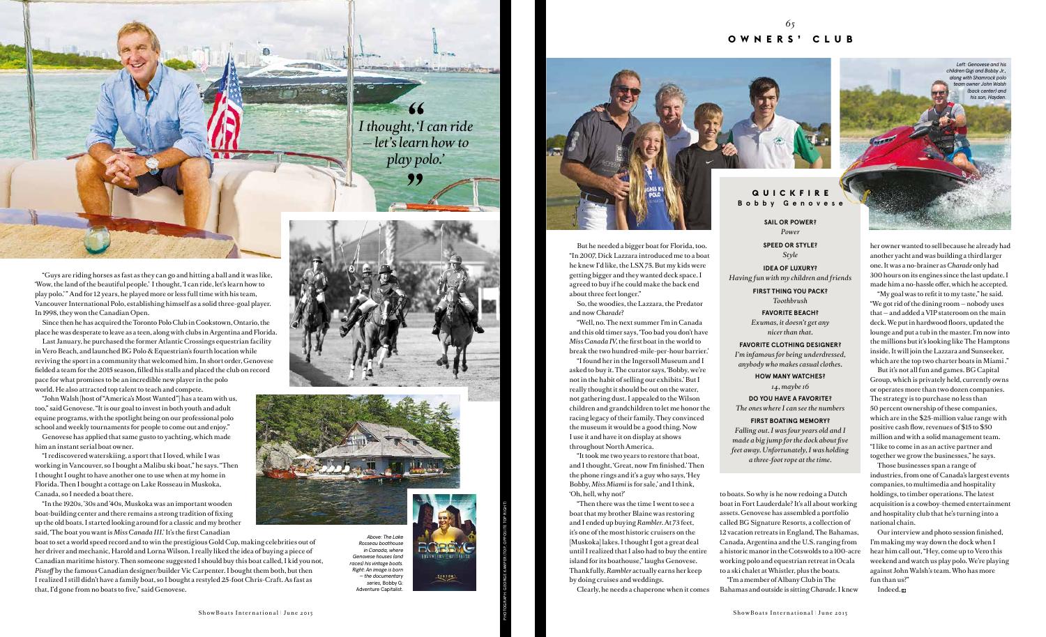“Guys are riding horses as fast as they can go and hitting a ball and it was like, ‘Wow, the land of the beautiful people.’ I thought, ‘I can ride, let’s learn how to play polo.’ ” And for 12 years, he played more or less full time with his team, Vancouver International Polo, establishing himself as a solid three-goal player. In 1998, they won the Canadian Open.

Since then he has acquired the Toronto Polo Club in Cookstown, Ontario, the place he was desperate to leave as a teen, along with clubs in Argentina and Florida.

Last January, he purchased the former Atlantic Crossings equestrian facility in Vero Beach, and launched BG Polo & Equestrian’s fourth location while reviving the sport in a community that welcomed him. In short order, Genovese fielded a team for the 2015 season, filled his stalls and placed the club on record pace for what promises to be an incredible new player in the polo world. He also attracted top talent to teach and compete.

“John Walsh [host of “America’s Most Wanted”] has a team with us, too,” said Genovese. “It is our goal to invest in both youth and adult equine programs, with the spotlight being on our professional polo school and weekly tournaments for people to come out and enjoy.”

Genovese has applied that same gusto to yachting, which made him an instant serial boat owner.

“I rediscovered waterskiing, a sport that I loved, while I was working in Vancouver, so I bought a Malibu ski boat,” he says. “Then I thought I ought to have another one to use when at my home in Florida. Then I bought a cottage on Lake Rosseau in Muskoka, Canada, so I needed a boat there.

“In the 1920s, ’30s and ’40s, Muskoka was an important wooden boat-building center and there remains a strong tradition of fixing up the old boats. I started looking around for a classic and my brother said, ‘The boat you want is *Miss Canada III*.’ It’s the first Canadian boat to set a world speed record and to win the prestigious Gold Cup, making celebrities out of her driver and mechanic, Harold and Lorna Wilson. I really liked the idea of buying a piece of Canadian maritime history. Then someone suggested I should buy this boat called, I kid you not, *Pistoff* by the famous Canadian designer/builder Vic Carpenter. I bought them both, but then I realized I still didn’t have a family boat, so I bought a restyled 25-foot Chris-Craft. As fast as that, I’d gone from no boats to five,” said Genovese.

*“I thought, ‘I can ride – let’s learn how to play polo.’”*

*Above: The Lake Rosseau boathouse in Canada, where Genovese houses (and races) his vintage boats. Right: An image is born – the documentary series,* Bobby G: Adventure Capitalist.

But he needed a bigger boat for Florida, too. “In 2007, Dick Lazzara introduced me to a boat he knew I’d like, the LSX 75. But my kids were getting bigger and they wanted deck space. I agreed to buy if he could make the back end about three feet longer.”

So, the woodies, the Lazzara, the Predator and now *Charade*?

“Well, no. The next summer I’m in Canada and this old timer says, ‘Too bad you don’t have *Miss Canada IV*, the first boat in the world to break the two hundred-mile-per-hour barrier.’

“I found her in the Ingersoll Museum and I asked to buy it. The curator says, ‘Bobby, we’re not in the habit of selling our exhibits.’ But I really thought it should be out on the water, not gathering dust. I appealed to the Wilson children and grandchildren to let me honor the racing legacy of their family. They convinced the museum it would be a good thing. Now I use it and have it on display at shows throughout North America.

“It took me two years to restore that boat, and I thought, ‘Great, now I’m finished.’ Then the phone rings and it’s a guy who says, ‘Hey Bobby, *Miss Miami* is for sale,’ and I think, ‘Oh, hell, why not?’

“Then there was the time I went to see a boat that my brother Blaine was restoring and I ended up buying *Rambler*. At 73 feet, it’s one of the most historic cruisers on the [Muskoka] lakes. I thought I got a great deal until I realized that I also had to buy the entire island for its boathouse,” laughs Genovese. Thankfully, *Rambler* actually earns her keep by doing cruises and weddings.

Clearly, he needs a chaperone when it comes to boats. So why is he now redoing a Dutch boat in Fort Lauderdale? It’s all about working assets. Genovese has assembled a portfolio called BG Signature Resorts, a collection of 12 vacation retreats in England, The Bahamas, Canada, Argentina and the U.S. ranging from a historic manor in the Cotswolds to a 100-acre working polo and equestrian retreat in Ocala to a ski chalet at Whistler, plus the boats.

“I’m a member of Albany Club in The Bahamas and outside is sitting *Charade*. I knew her owner wanted to sell because he already had another yacht and was building a third larger one. It was a no-brainer as *Charade* only had 300 hours on its engines since the last update. I made him a no-hassle offer, which he accepted.

“My goal was to refit it to my taste,” he said. “We got rid of the dining room – nobody uses that – and added a VIP stateroom on the main deck. We put in hardwood floors, updated the lounge and put a tub in the master. I’m now into the millions but it’s looking like The Hamptons inside. It will join the Lazzara and Sunseeker, which are the top two charter boats in Miami.”

But it’s not all fun and games. BG Capital Group, which is privately held, currently owns or operates more than two dozen companies. The strategy is to purchase no less than 50 percent ownership of these companies, which are in the $25-million value range with positive cash flow, revenues of $15 to $50 million and with a solid management team. “I like to come in as an active partner and together we grow the businesses,” he says.

Those businesses span a range of industries, from one of Canada’s largest events companies, to multimedia and hospitality holdings, to timber operations. The latest acquisition is a cowboy-themed entertainment and hospitality club that he’s turning into a national chain.

Our interview and photo session finished, I’m making my way down the dock when I hear him call out, “Hey, come up to Vero this weekend and watch us play polo. We’re playing against John Walsh’s team. Who has more fun than us?”

Indeed.

*Left: Genovese and his children Gigi and Bobby Jr., along with Shamrock polo team owner John Walsh (back center) and his son, Hayden.*

## QUICKFIRE
### Bobby Genovese

**SAIL OR POWER?**
*Power*

**SPEED OR STYLE?**
*Style*

**IDEA OF LUXURY?**
*Having fun with my children and friends*

**FIRST THING YOU PACK?**
*Toothbrush*

**FAVORITE BEACH?**
*Exumas, it doesn’t get any nicer than that.*

**FAVORITE CLOTHING DESIGNER?**
*I’m infamous for being underdressed, anybody who makes casual clothes.*

**HOW MANY WATCHES?**
*14, maybe 16*

**DO YOU HAVE A FAVORITE?**
*The ones where I can see the numbers*

**FIRST BOATING MEMORY?**
*Falling out. I was four years old and I made a big jump for the dock about five feet away. Unfortunately, I was holding a three-foot rope at the time.*

PHOTOGRAPH: GEORGE KAMPER (TOP, OPPOSITE TOP RIGHT)